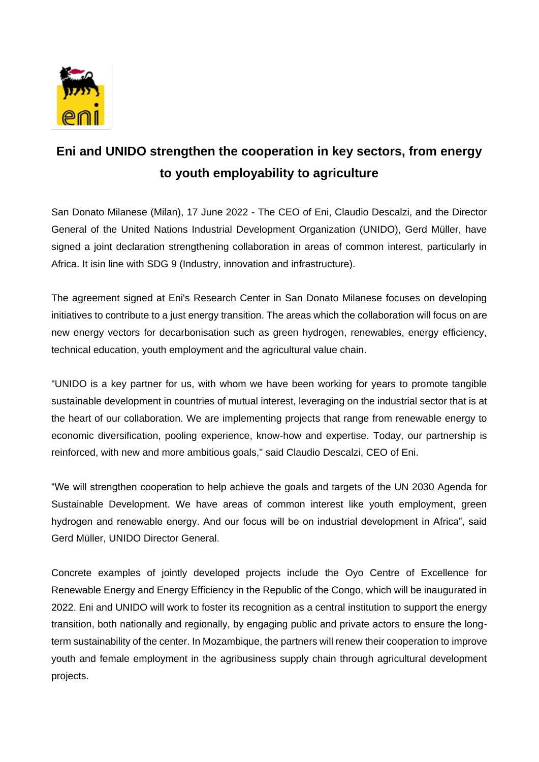# Eni and UNIDO strengthen the cooperation in key sectors, from energy to youth employability to agriculture

San Donato Milanese (Milan), 17 June 2022 - The CEO of Eni, Claudio Descalzi, and the Director General of the United Nations Industrial Development Organization (UNIDO), Gerd Müller, have signed a joint declaration strengthening collaboration in areas of common interest, particularly in Africa. It isin line with SDG 9 (Industry, innovation and infrastructure).

The agreement signed at Eni's Research Center in San Donato Milanese focuses on developing initiatives to contribute to a just energy transition. The areas which the collaboration will focus on are new energy vectors for decarbonisation such as green hydrogen, renewables, energy efficiency, technical education, youth employment and the agricultural value chain.

"UNIDO is a key partner for us, with whom we have been working for years to promote tangible sustainable development in countries of mutual interest, leveraging on the industrial sector that is at the heart of our collaboration. We are implementing projects that range from renewable energy to economic diversification, pooling experience, know-how and expertise. Today, our partnership is reinforced, with new and more ambitious goals," said Claudio Descalzi, CEO of Eni.

“We will strengthen cooperation to help achieve the goals and targets of the UN 2030 Agenda for Sustainable Development. We have areas of common interest like youth employment, green hydrogen and renewable energy. And our focus will be on industrial development in Africa”, said Gerd Müller, UNIDO Director General.

Concrete examples of jointly developed projects include the Oyo Centre of Excellence for Renewable Energy and Energy Efficiency in the Republic of the Congo, which will be inaugurated in 2022. Eni and UNIDO will work to foster its recognition as a central institution to support the energy transition, both nationally and regionally, by engaging public and private actors to ensure the long-term sustainability of the center. In Mozambique, the partners will renew their cooperation to improve youth and female employment in the agribusiness supply chain through agricultural development projects.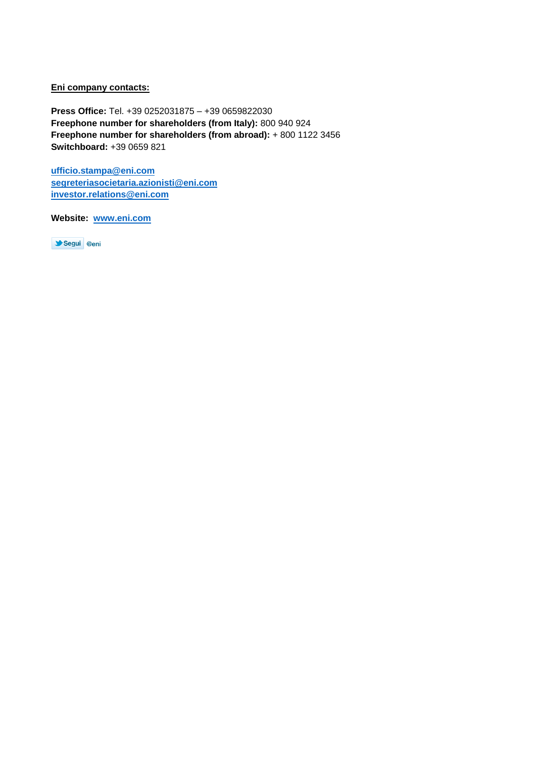**Eni company contacts:**

**Press Office:** Tel. +39 0252031875 – +39 0659822030
**Freephone number for shareholders (from Italy):** 800 940 924
**Freephone number for shareholders (from abroad):** + 800 1122 3456
**Switchboard:** +39 0659 821

**ufficio.stampa@eni.com**
**segreteriasocietaria.azionisti@eni.com**
**investor.relations@eni.com**

**Website:** **www.eni.com**

Segui @eni